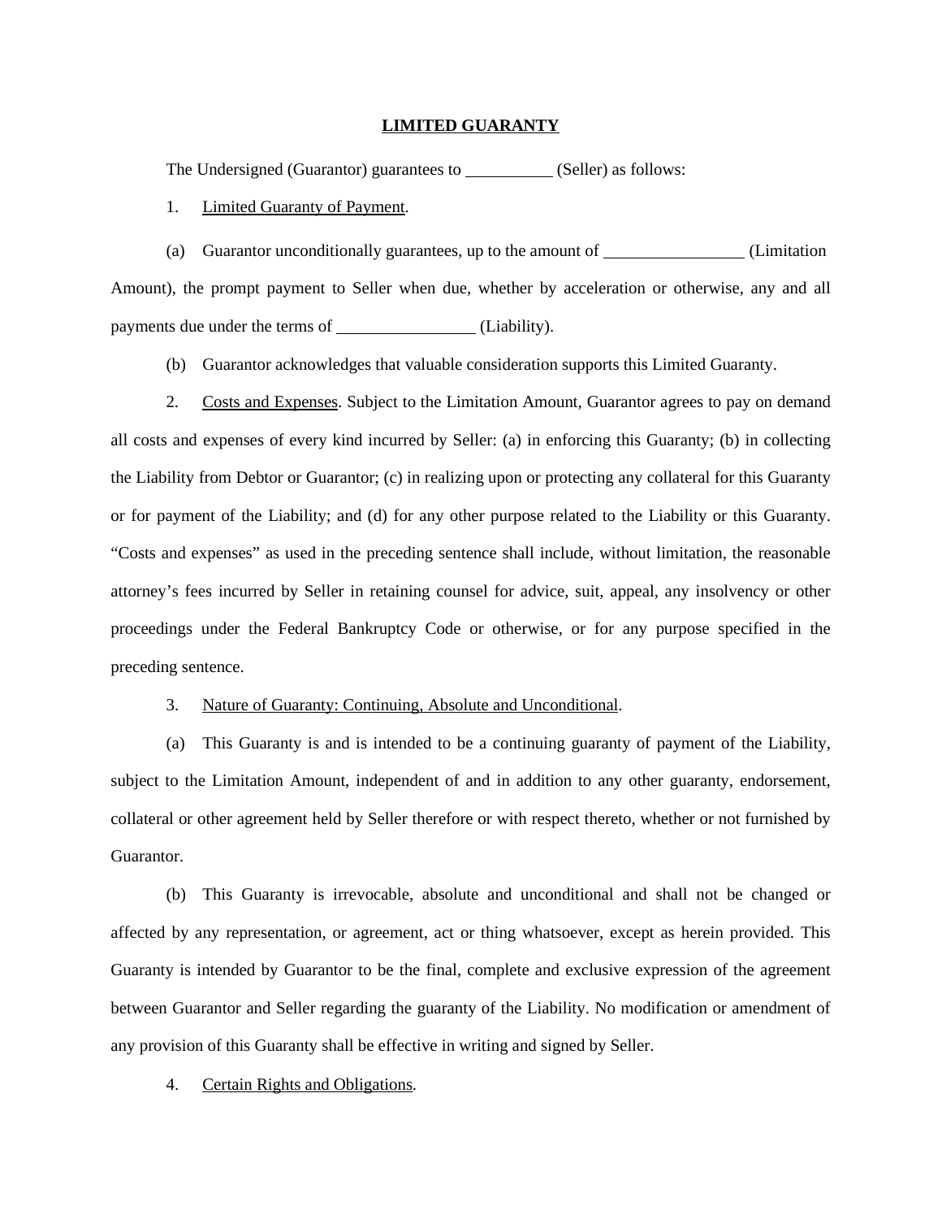# LIMITED GUARANTY

The Undersigned (Guarantor) guarantees to __________ (Seller) as follows:

1. Limited Guaranty of Payment.

(a) Guarantor unconditionally guarantees, up to the amount of ________________ (Limitation Amount), the prompt payment to Seller when due, whether by acceleration or otherwise, any and all payments due under the terms of ________________ (Liability).

(b) Guarantor acknowledges that valuable consideration supports this Limited Guaranty.

2. Costs and Expenses. Subject to the Limitation Amount, Guarantor agrees to pay on demand all costs and expenses of every kind incurred by Seller: (a) in enforcing this Guaranty; (b) in collecting the Liability from Debtor or Guarantor; (c) in realizing upon or protecting any collateral for this Guaranty or for payment of the Liability; and (d) for any other purpose related to the Liability or this Guaranty. "Costs and expenses" as used in the preceding sentence shall include, without limitation, the reasonable attorney's fees incurred by Seller in retaining counsel for advice, suit, appeal, any insolvency or other proceedings under the Federal Bankruptcy Code or otherwise, or for any purpose specified in the preceding sentence.

3. Nature of Guaranty: Continuing, Absolute and Unconditional.

(a) This Guaranty is and is intended to be a continuing guaranty of payment of the Liability, subject to the Limitation Amount, independent of and in addition to any other guaranty, endorsement, collateral or other agreement held by Seller therefore or with respect thereto, whether or not furnished by Guarantor.

(b) This Guaranty is irrevocable, absolute and unconditional and shall not be changed or affected by any representation, or agreement, act or thing whatsoever, except as herein provided. This Guaranty is intended by Guarantor to be the final, complete and exclusive expression of the agreement between Guarantor and Seller regarding the guaranty of the Liability. No modification or amendment of any provision of this Guaranty shall be effective in writing and signed by Seller.

4. Certain Rights and Obligations.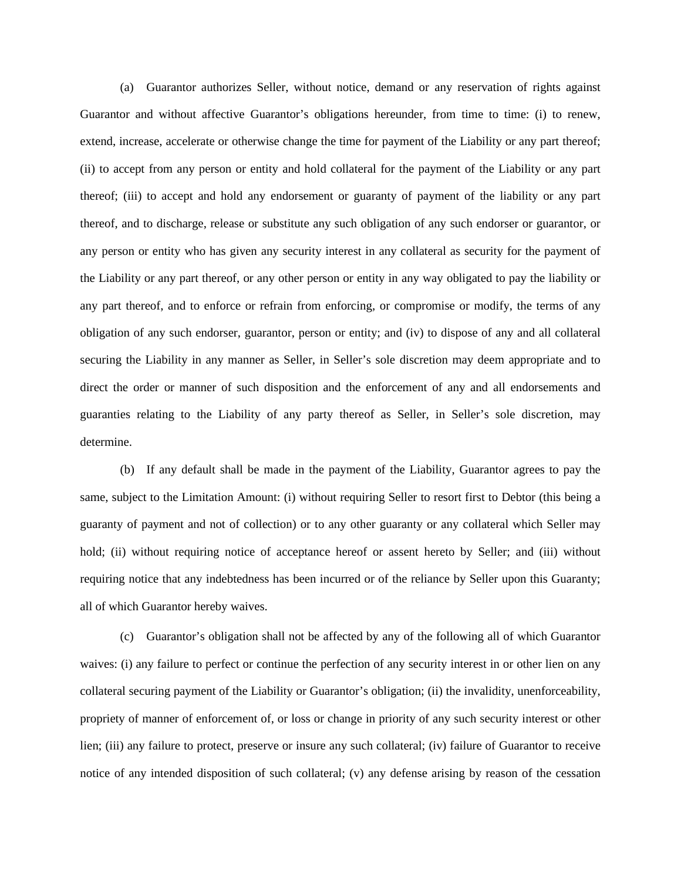(a) Guarantor authorizes Seller, without notice, demand or any reservation of rights against Guarantor and without affective Guarantor's obligations hereunder, from time to time: (i) to renew, extend, increase, accelerate or otherwise change the time for payment of the Liability or any part thereof; (ii) to accept from any person or entity and hold collateral for the payment of the Liability or any part thereof; (iii) to accept and hold any endorsement or guaranty of payment of the liability or any part thereof, and to discharge, release or substitute any such obligation of any such endorser or guarantor, or any person or entity who has given any security interest in any collateral as security for the payment of the Liability or any part thereof, or any other person or entity in any way obligated to pay the liability or any part thereof, and to enforce or refrain from enforcing, or compromise or modify, the terms of any obligation of any such endorser, guarantor, person or entity; and (iv) to dispose of any and all collateral securing the Liability in any manner as Seller, in Seller's sole discretion may deem appropriate and to direct the order or manner of such disposition and the enforcement of any and all endorsements and guaranties relating to the Liability of any party thereof as Seller, in Seller's sole discretion, may determine.

(b) If any default shall be made in the payment of the Liability, Guarantor agrees to pay the same, subject to the Limitation Amount: (i) without requiring Seller to resort first to Debtor (this being a guaranty of payment and not of collection) or to any other guaranty or any collateral which Seller may hold; (ii) without requiring notice of acceptance hereof or assent hereto by Seller; and (iii) without requiring notice that any indebtedness has been incurred or of the reliance by Seller upon this Guaranty; all of which Guarantor hereby waives.

(c) Guarantor's obligation shall not be affected by any of the following all of which Guarantor waives: (i) any failure to perfect or continue the perfection of any security interest in or other lien on any collateral securing payment of the Liability or Guarantor's obligation; (ii) the invalidity, unenforceability, propriety of manner of enforcement of, or loss or change in priority of any such security interest or other lien; (iii) any failure to protect, preserve or insure any such collateral; (iv) failure of Guarantor to receive notice of any intended disposition of such collateral; (v) any defense arising by reason of the cessation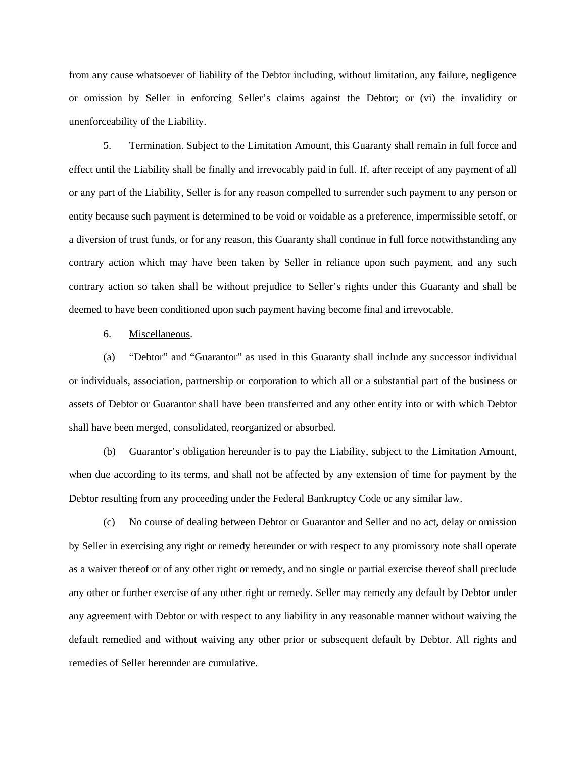from any cause whatsoever of liability of the Debtor including, without limitation, any failure, negligence or omission by Seller in enforcing Seller's claims against the Debtor; or (vi) the invalidity or unenforceability of the Liability.

5. Termination. Subject to the Limitation Amount, this Guaranty shall remain in full force and effect until the Liability shall be finally and irrevocably paid in full. If, after receipt of any payment of all or any part of the Liability, Seller is for any reason compelled to surrender such payment to any person or entity because such payment is determined to be void or voidable as a preference, impermissible setoff, or a diversion of trust funds, or for any reason, this Guaranty shall continue in full force notwithstanding any contrary action which may have been taken by Seller in reliance upon such payment, and any such contrary action so taken shall be without prejudice to Seller's rights under this Guaranty and shall be deemed to have been conditioned upon such payment having become final and irrevocable.

6. Miscellaneous.

(a) "Debtor" and "Guarantor" as used in this Guaranty shall include any successor individual or individuals, association, partnership or corporation to which all or a substantial part of the business or assets of Debtor or Guarantor shall have been transferred and any other entity into or with which Debtor shall have been merged, consolidated, reorganized or absorbed.

(b) Guarantor's obligation hereunder is to pay the Liability, subject to the Limitation Amount, when due according to its terms, and shall not be affected by any extension of time for payment by the Debtor resulting from any proceeding under the Federal Bankruptcy Code or any similar law.

(c) No course of dealing between Debtor or Guarantor and Seller and no act, delay or omission by Seller in exercising any right or remedy hereunder or with respect to any promissory note shall operate as a waiver thereof or of any other right or remedy, and no single or partial exercise thereof shall preclude any other or further exercise of any other right or remedy. Seller may remedy any default by Debtor under any agreement with Debtor or with respect to any liability in any reasonable manner without waiving the default remedied and without waiving any other prior or subsequent default by Debtor. All rights and remedies of Seller hereunder are cumulative.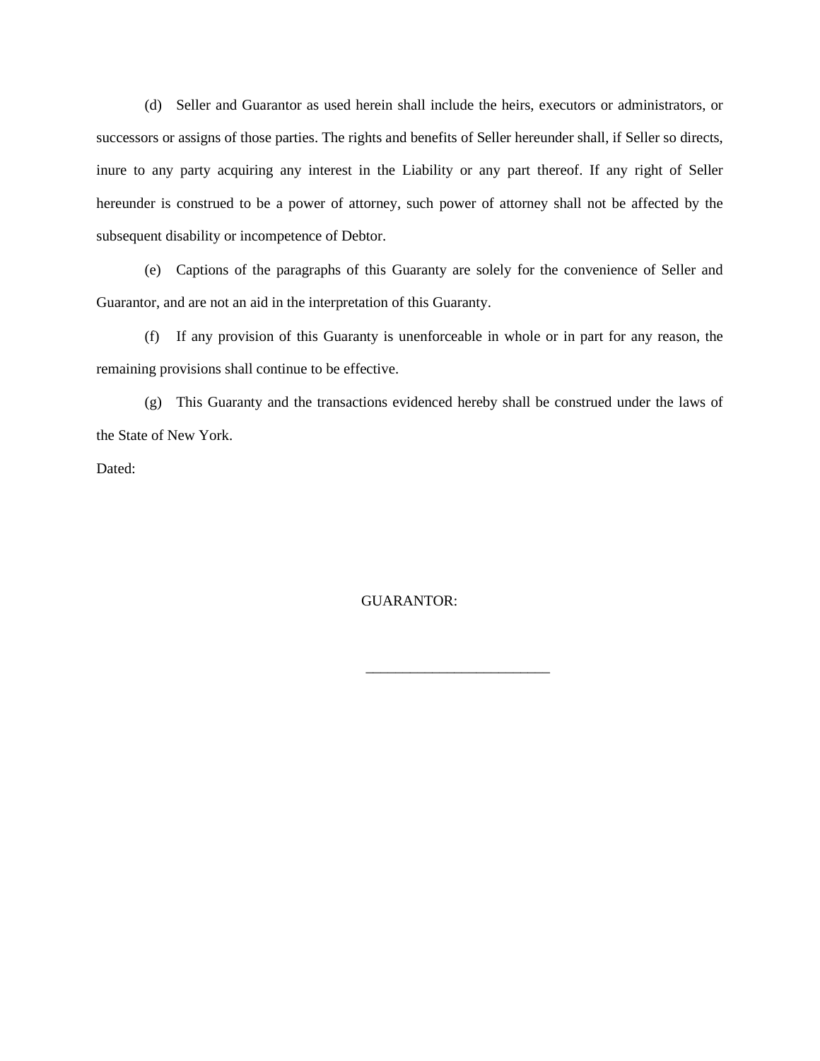(d) Seller and Guarantor as used herein shall include the heirs, executors or administrators, or successors or assigns of those parties. The rights and benefits of Seller hereunder shall, if Seller so directs, inure to any party acquiring any interest in the Liability or any part thereof. If any right of Seller hereunder is construed to be a power of attorney, such power of attorney shall not be affected by the subsequent disability or incompetence of Debtor.

(e) Captions of the paragraphs of this Guaranty are solely for the convenience of Seller and Guarantor, and are not an aid in the interpretation of this Guaranty.

(f) If any provision of this Guaranty is unenforceable in whole or in part for any reason, the remaining provisions shall continue to be effective.

(g) This Guaranty and the transactions evidenced hereby shall be construed under the laws of the State of New York.

Dated:

GUARANTOR:

_________________________